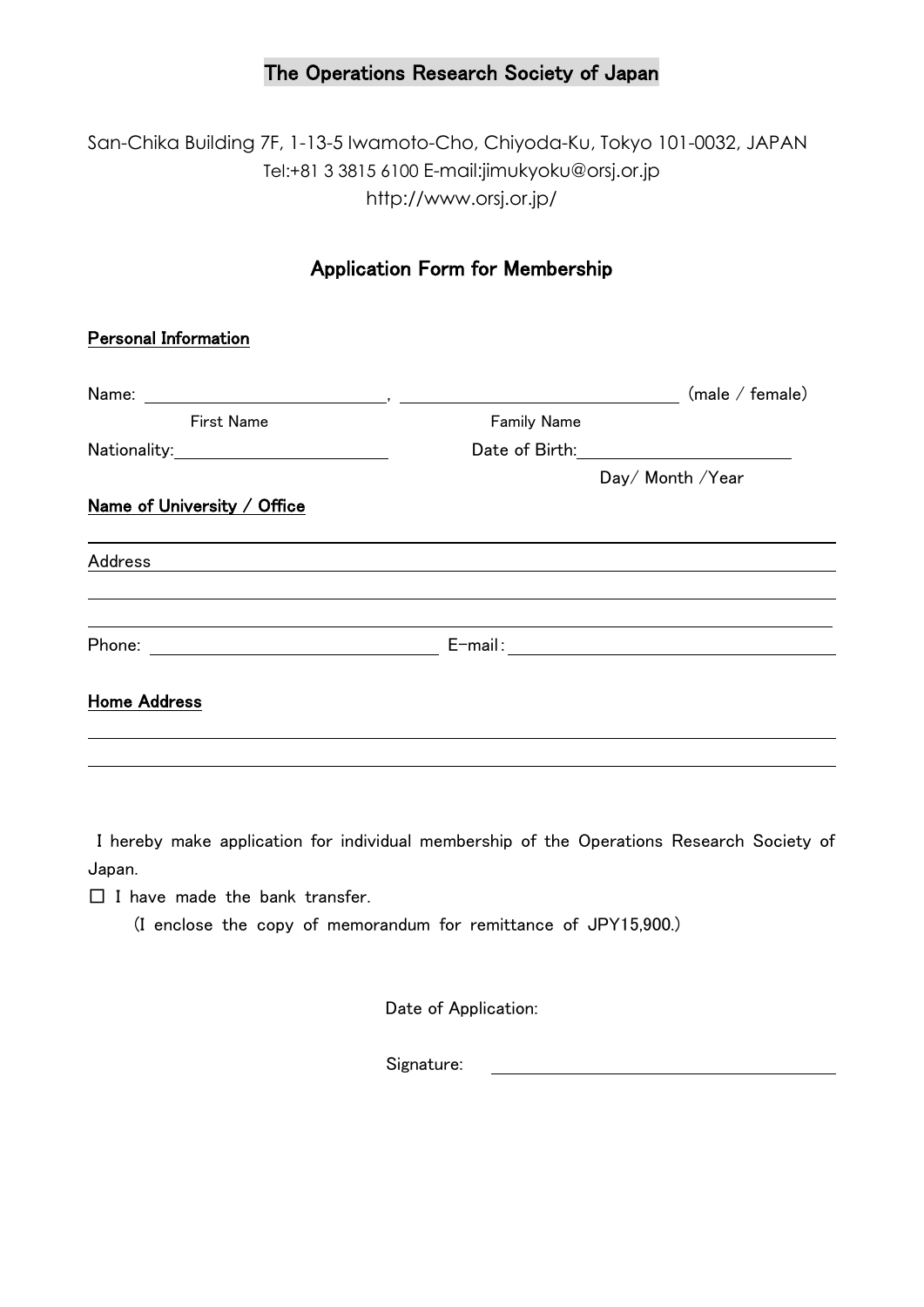# The Operations Research Society of Japan

San-Chika Building 7F, 1-13-5 Iwamoto-Cho, Chiyoda-Ku, Tokyo 101-0032, JAPAN
Tel:+81 3 3815 6100 E-mail:jimukyoku@orsj.or.jp
http://www.orsj.or.jp/

## Application Form for Membership

**Personal Information**

Name: ____________________, ________________________ (male / female)
First Name Family Name

Nationality:__________________ Date of Birth:__________________
Day/ Month /Year

**Name of University / Office**

______________________________________________________________

Address ______________________________________________________

______________________________________________________________

______________________________________________________________

Phone: ________________________ E-mail:____________________________

**Home Address**

______________________________________________________________

______________________________________________________________

I hereby make application for individual membership of the Operations Research Society of Japan.

☐ I have made the bank transfer.
(I enclose the copy of memorandum for remittance of JPY15,900.)

Date of Application:

Signature: ______________________________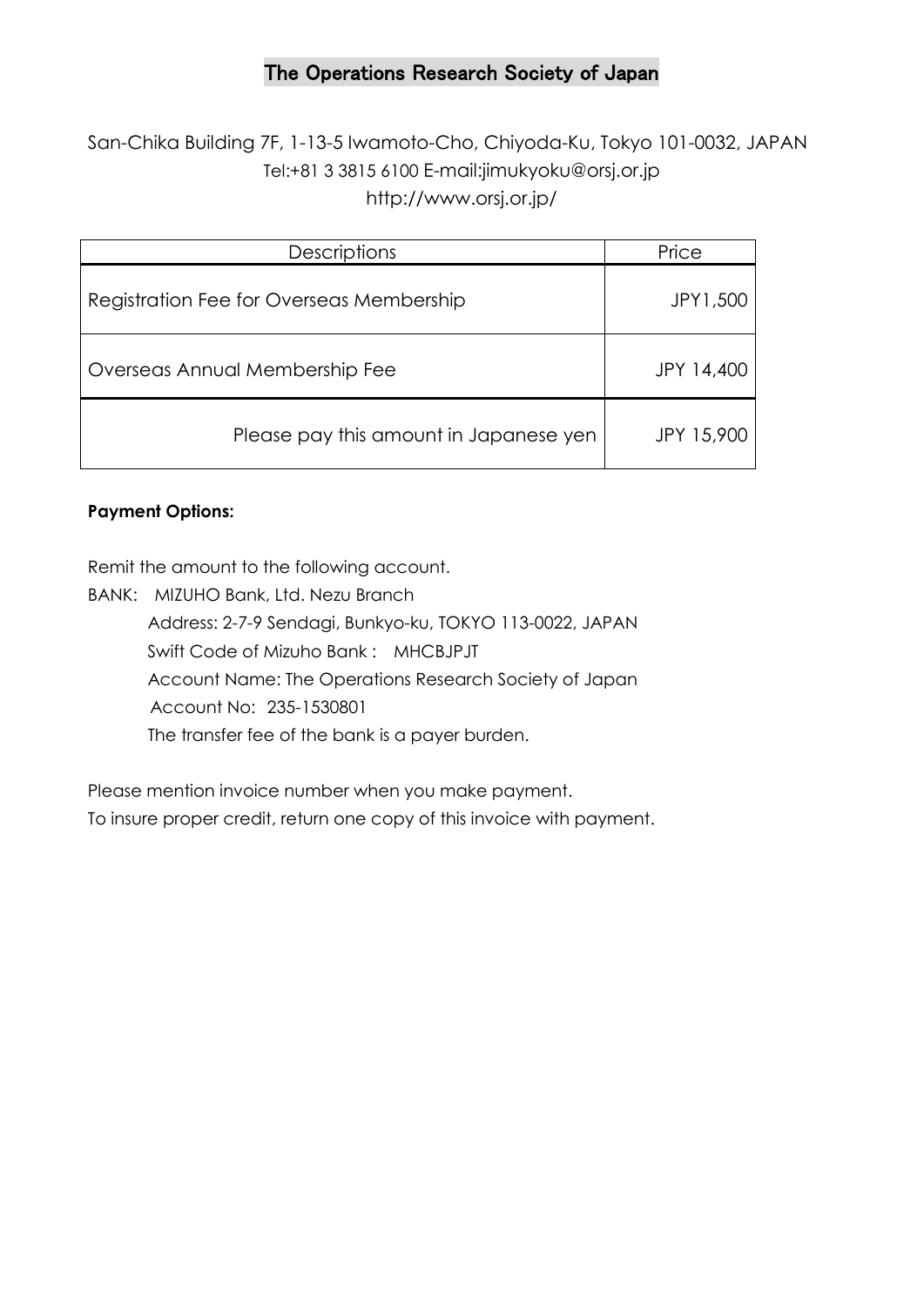# The Operations Research Society of Japan

San-Chika Building 7F, 1-13-5 Iwamoto-Cho, Chiyoda-Ku, Tokyo 101-0032, JAPAN
Tel:+81 3 3815 6100 E-mail:jimukyoku@orsj.or.jp
http://www.orsj.or.jp/

| Descriptions | Price |
|---|---|
| Registration Fee for Overseas Membership | JPY1,500 |
| Overseas Annual Membership Fee | JPY 14,400 |
| Please pay this amount in Japanese yen | JPY 15,900 |

**Payment Options:**

Remit the amount to the following account.

BANK: MIZUHO Bank, Ltd. Nezu Branch
Address: 2-7-9 Sendagi, Bunkyo-ku, TOKYO 113-0022, JAPAN
Swift Code of Mizuho Bank : MHCBJPJT
Account Name: The Operations Research Society of Japan
Account No: 235-1530801
The transfer fee of the bank is a payer burden.

Please mention invoice number when you make payment.
To insure proper credit, return one copy of this invoice with payment.